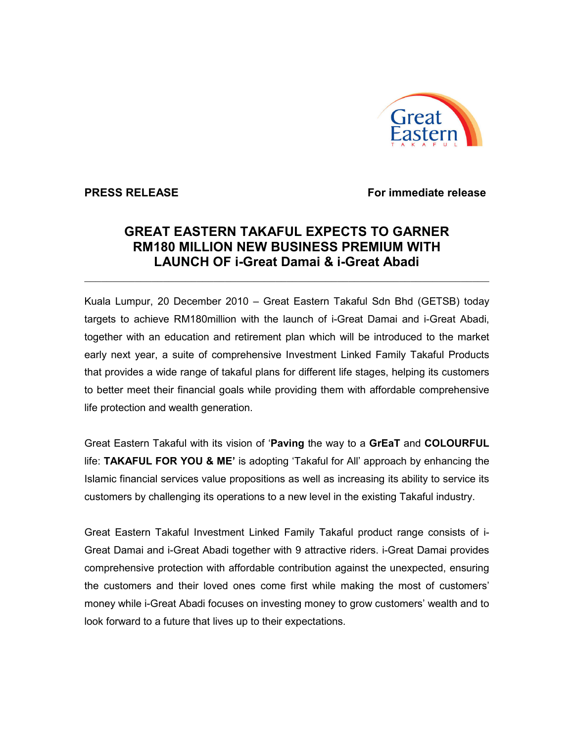**PRESS RELEASE** **For immediate release**

# GREAT EASTERN TAKAFUL EXPECTS TO GARNER RM180 MILLION NEW BUSINESS PREMIUM WITH LAUNCH OF i-Great Damai & i-Great Abadi

---

Kuala Lumpur, 20 December 2010 – Great Eastern Takaful Sdn Bhd (GETSB) today targets to achieve RM180million with the launch of i-Great Damai and i-Great Abadi, together with an education and retirement plan which will be introduced to the market early next year, a suite of comprehensive Investment Linked Family Takaful Products that provides a wide range of takaful plans for different life stages, helping its customers to better meet their financial goals while providing them with affordable comprehensive life protection and wealth generation.

Great Eastern Takaful with its vision of '**Paving** the way to a **GrEaT** and **COLOURFUL** life: **TAKAFUL FOR YOU & ME'** is adopting 'Takaful for All' approach by enhancing the Islamic financial services value propositions as well as increasing its ability to service its customers by challenging its operations to a new level in the existing Takaful industry.

Great Eastern Takaful Investment Linked Family Takaful product range consists of i-Great Damai and i-Great Abadi together with 9 attractive riders. i-Great Damai provides comprehensive protection with affordable contribution against the unexpected, ensuring the customers and their loved ones come first while making the most of customers' money while i-Great Abadi focuses on investing money to grow customers' wealth and to look forward to a future that lives up to their expectations.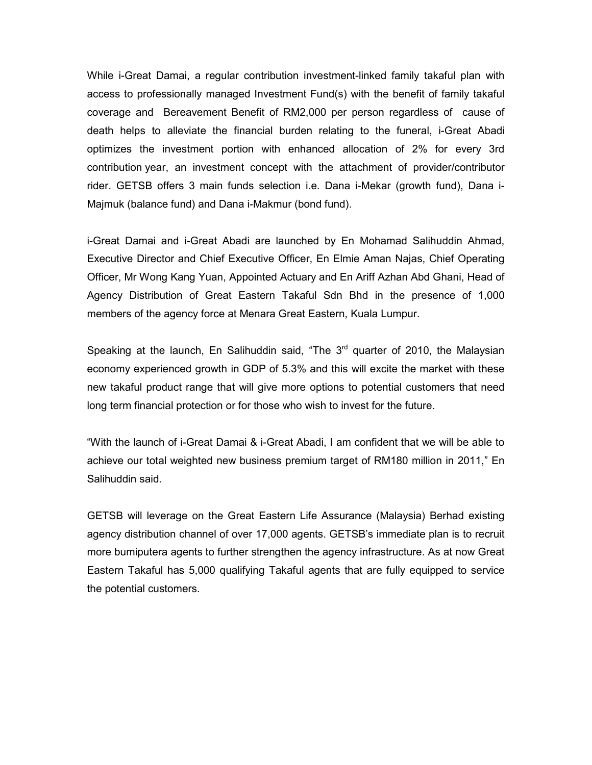While i-Great Damai, a regular contribution investment-linked family takaful plan with access to professionally managed Investment Fund(s) with the benefit of family takaful coverage and Bereavement Benefit of RM2,000 per person regardless of cause of death helps to alleviate the financial burden relating to the funeral, i-Great Abadi optimizes the investment portion with enhanced allocation of 2% for every 3rd contribution year, an investment concept with the attachment of provider/contributor rider. GETSB offers 3 main funds selection i.e. Dana i-Mekar (growth fund), Dana i-Majmuk (balance fund) and Dana i-Makmur (bond fund).

i-Great Damai and i-Great Abadi are launched by En Mohamad Salihuddin Ahmad, Executive Director and Chief Executive Officer, En Elmie Aman Najas, Chief Operating Officer, Mr Wong Kang Yuan, Appointed Actuary and En Ariff Azhan Abd Ghani, Head of Agency Distribution of Great Eastern Takaful Sdn Bhd in the presence of 1,000 members of the agency force at Menara Great Eastern, Kuala Lumpur.

Speaking at the launch, En Salihuddin said, "The 3rd quarter of 2010, the Malaysian economy experienced growth in GDP of 5.3% and this will excite the market with these new takaful product range that will give more options to potential customers that need long term financial protection or for those who wish to invest for the future.

"With the launch of i-Great Damai & i-Great Abadi, I am confident that we will be able to achieve our total weighted new business premium target of RM180 million in 2011," En Salihuddin said.

GETSB will leverage on the Great Eastern Life Assurance (Malaysia) Berhad existing agency distribution channel of over 17,000 agents. GETSB's immediate plan is to recruit more bumiputera agents to further strengthen the agency infrastructure. As at now Great Eastern Takaful has 5,000 qualifying Takaful agents that are fully equipped to service the potential customers.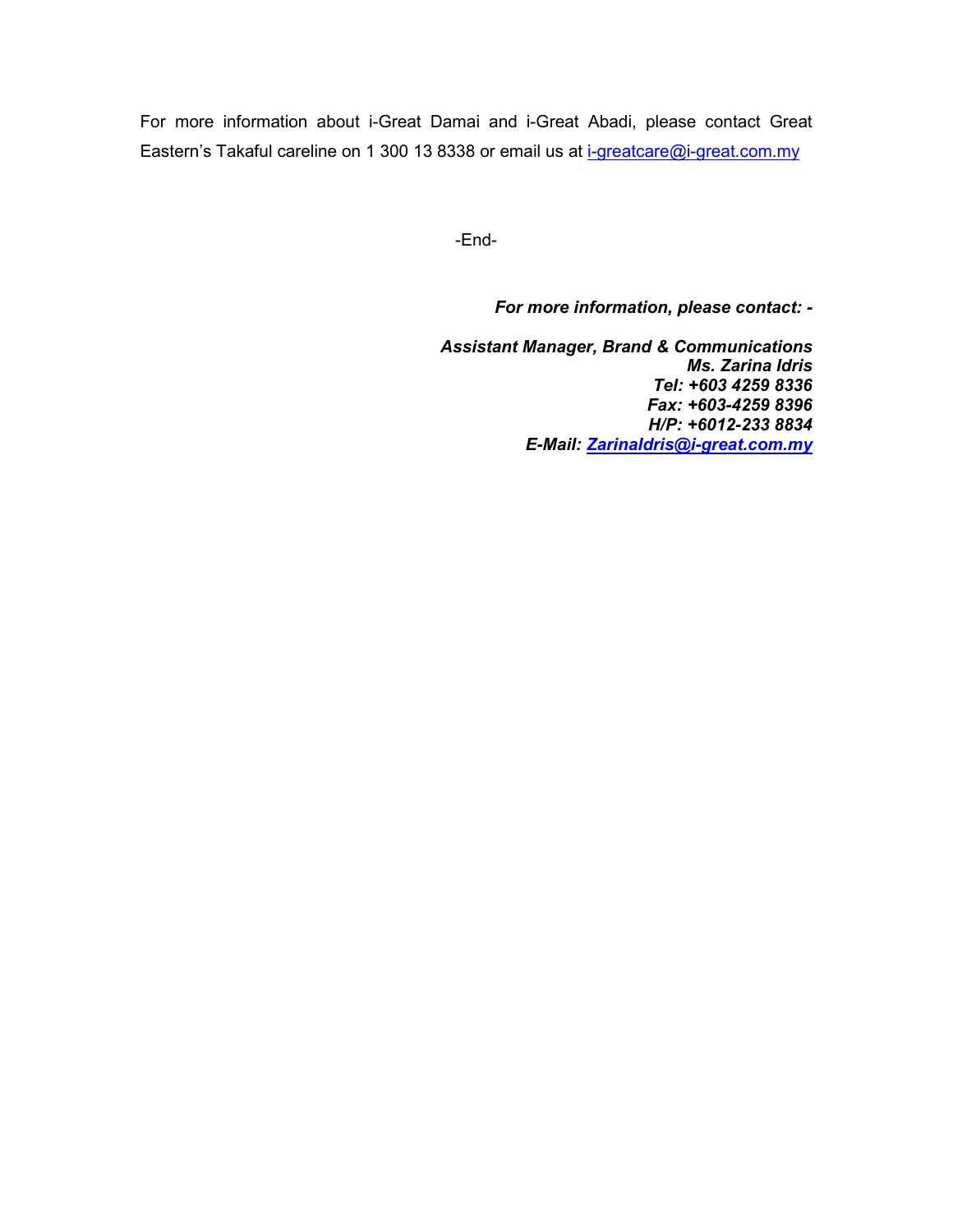For more information about i-Great Damai and i-Great Abadi, please contact Great Eastern's Takaful careline on 1 300 13 8338 or email us at i-greatcare@i-great.com.my

-End-

***For more information, please contact: -***

***Assistant Manager, Brand & Communications***
***Ms. Zarina Idris***
***Tel: +603 4259 8336***
***Fax: +603-4259 8396***
***H/P: +6012-233 8834***
***E-Mail: ZarinaIdris@i-great.com.my***